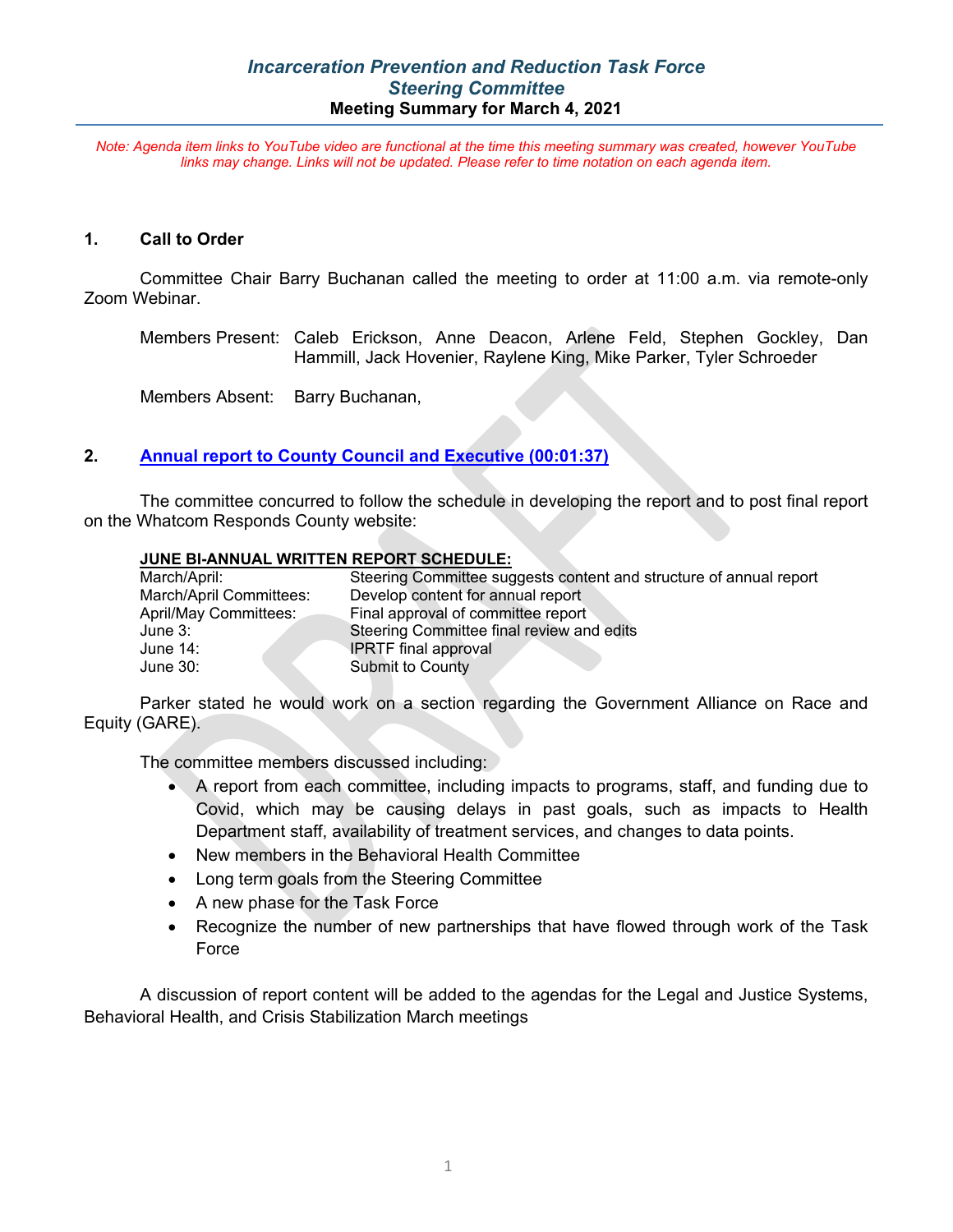# *Incarceration Prevention and Reduction Task Force*
## *Steering Committee*
### Meeting Summary for March 4, 2021

*Note: Agenda item links to YouTube video are functional at the time this meeting summary was created, however YouTube links may change. Links will not be updated. Please refer to time notation on each agenda item.*

### 1. Call to Order

Committee Chair Barry Buchanan called the meeting to order at 11:00 a.m. via remote-only Zoom Webinar.

Members Present: Caleb Erickson, Anne Deacon, Arlene Feld, Stephen Gockley, Dan Hammill, Jack Hovenier, Raylene King, Mike Parker, Tyler Schroeder

Members Absent: Barry Buchanan,

### 2. Annual report to County Council and Executive (00:01:37)

The committee concurred to follow the schedule in developing the report and to post final report on the Whatcom Responds County website:

**JUNE BI-ANNUAL WRITTEN REPORT SCHEDULE:**

| | |
|---|---|
| March/April: | Steering Committee suggests content and structure of annual report |
| March/April Committees: | Develop content for annual report |
| April/May Committees: | Final approval of committee report |
| June 3: | Steering Committee final review and edits |
| June 14: | IPRTF final approval |
| June 30: | Submit to County |

Parker stated he would work on a section regarding the Government Alliance on Race and Equity (GARE).

The committee members discussed including:

- A report from each committee, including impacts to programs, staff, and funding due to Covid, which may be causing delays in past goals, such as impacts to Health Department staff, availability of treatment services, and changes to data points.
- New members in the Behavioral Health Committee
- Long term goals from the Steering Committee
- A new phase for the Task Force
- Recognize the number of new partnerships that have flowed through work of the Task Force

A discussion of report content will be added to the agendas for the Legal and Justice Systems, Behavioral Health, and Crisis Stabilization March meetings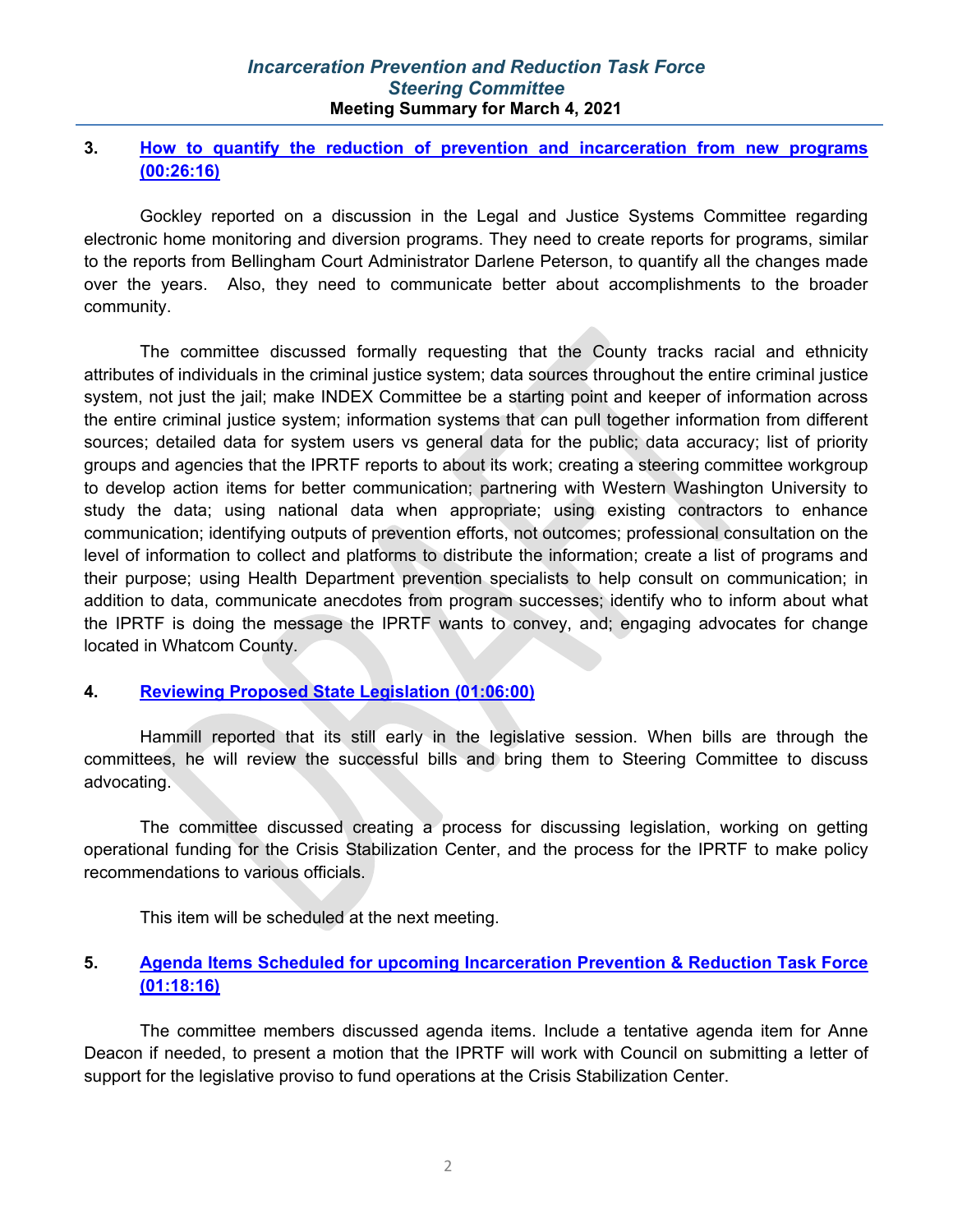### 3. How to quantify the reduction of prevention and incarceration from new programs (00:26:16)

Gockley reported on a discussion in the Legal and Justice Systems Committee regarding electronic home monitoring and diversion programs. They need to create reports for programs, similar to the reports from Bellingham Court Administrator Darlene Peterson, to quantify all the changes made over the years. Also, they need to communicate better about accomplishments to the broader community.

The committee discussed formally requesting that the County tracks racial and ethnicity attributes of individuals in the criminal justice system; data sources throughout the entire criminal justice system, not just the jail; make INDEX Committee be a starting point and keeper of information across the entire criminal justice system; information systems that can pull together information from different sources; detailed data for system users vs general data for the public; data accuracy; list of priority groups and agencies that the IPRTF reports to about its work; creating a steering committee workgroup to develop action items for better communication; partnering with Western Washington University to study the data; using national data when appropriate; using existing contractors to enhance communication; identifying outputs of prevention efforts, not outcomes; professional consultation on the level of information to collect and platforms to distribute the information; create a list of programs and their purpose; using Health Department prevention specialists to help consult on communication; in addition to data, communicate anecdotes from program successes; identify who to inform about what the IPRTF is doing the message the IPRTF wants to convey, and; engaging advocates for change located in Whatcom County.

### 4. Reviewing Proposed State Legislation (01:06:00)

Hammill reported that its still early in the legislative session. When bills are through the committees, he will review the successful bills and bring them to Steering Committee to discuss advocating.

The committee discussed creating a process for discussing legislation, working on getting operational funding for the Crisis Stabilization Center, and the process for the IPRTF to make policy recommendations to various officials.

This item will be scheduled at the next meeting.

### 5. Agenda Items Scheduled for upcoming Incarceration Prevention & Reduction Task Force (01:18:16)

The committee members discussed agenda items. Include a tentative agenda item for Anne Deacon if needed, to present a motion that the IPRTF will work with Council on submitting a letter of support for the legislative proviso to fund operations at the Crisis Stabilization Center.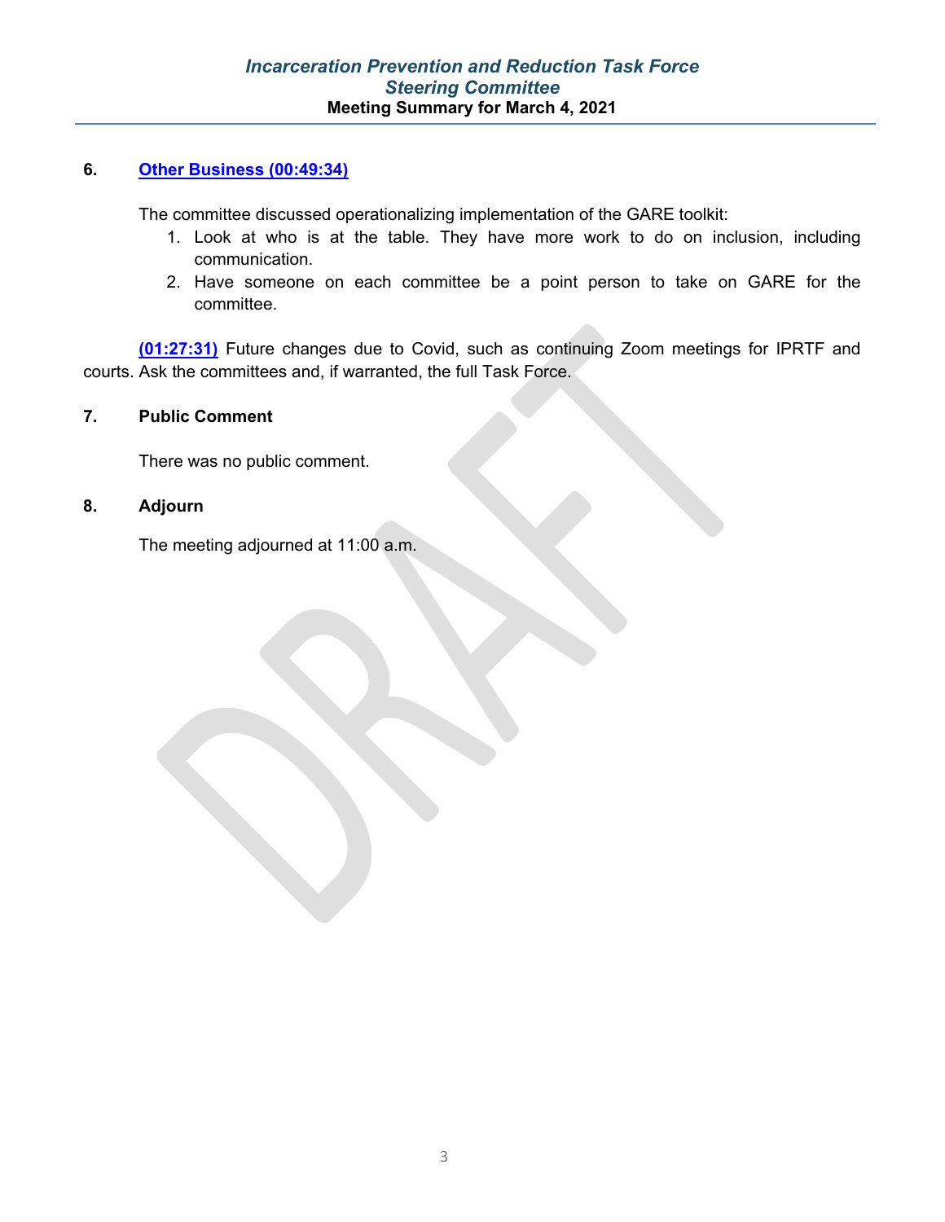## 6. Other Business (00:49:34)

The committee discussed operationalizing implementation of the GARE toolkit:

1. Look at who is at the table. They have more work to do on inclusion, including communication.
2. Have someone on each committee be a point person to take on GARE for the committee.

**(01:27:31)** Future changes due to Covid, such as continuing Zoom meetings for IPRTF and courts. Ask the committees and, if warranted, the full Task Force.

## 7. Public Comment

There was no public comment.

## 8. Adjourn

The meeting adjourned at 11:00 a.m.